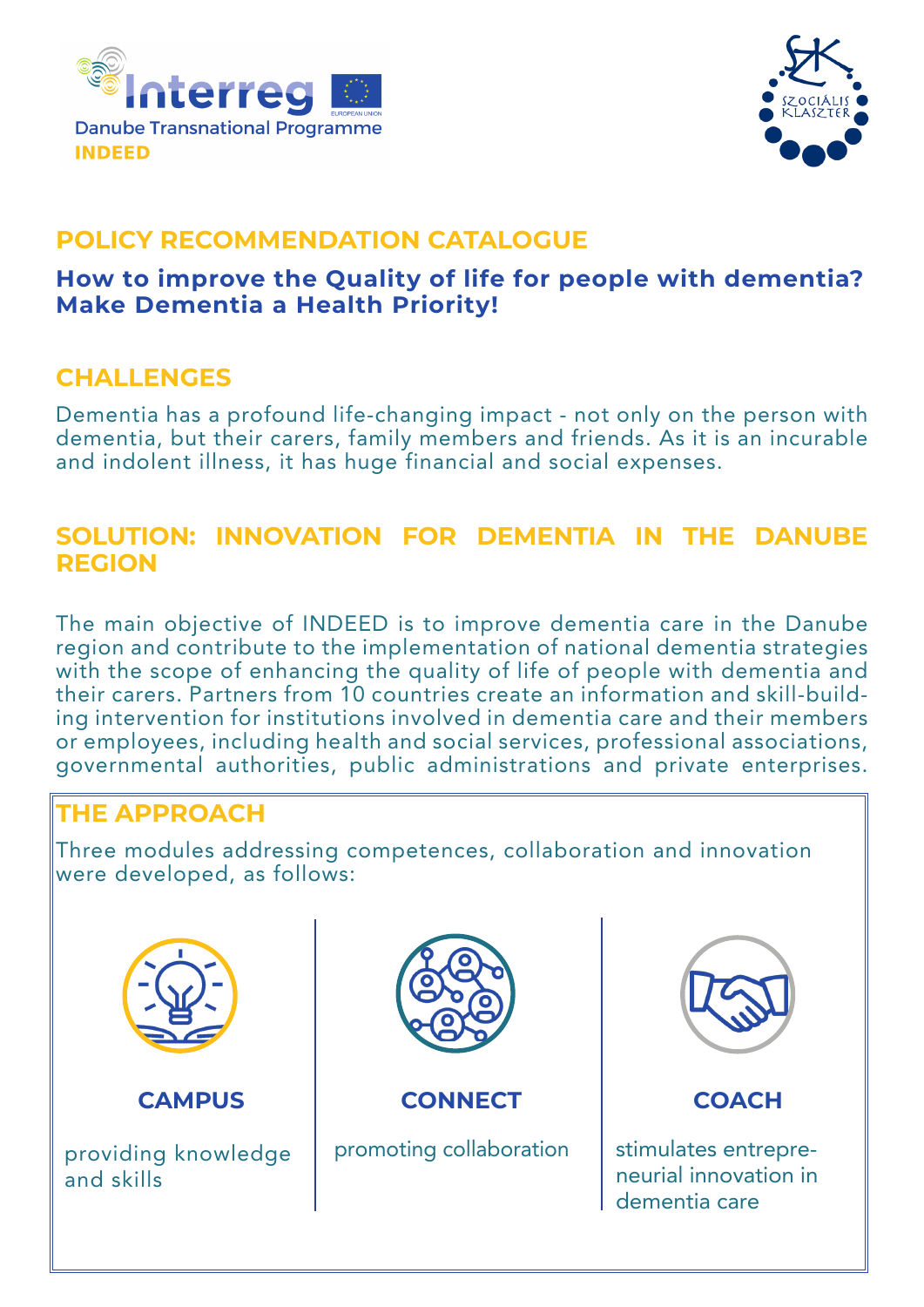Interreg

Danube Transnational Programme

INDEED

SZOCIÁLIS KLASZTER

# POLICY RECOMMENDATION CATALOGUE

**How to improve the Quality of life for people with dementia?**
**Make Dementia a Health Priority!**

## CHALLENGES

Dementia has a profound life-changing impact - not only on the person with dementia, but their carers, family members and friends. As it is an incurable and indolent illness, it has huge financial and social expenses.

## SOLUTION: INNOVATION FOR DEMENTIA IN THE DANUBE REGION

The main objective of INDEED is to improve dementia care in the Danube region and contribute to the implementation of national dementia strategies with the scope of enhancing the quality of life of people with dementia and their carers. Partners from 10 countries create an information and skill-building intervention for institutions involved in dementia care and their members or employees, including health and social services, professional associations, governmental authorities, public administrations and private enterprises.

## THE APPROACH

Three modules addressing competences, collaboration and innovation were developed, as follows:

**CAMPUS**

providing knowledge and skills

**CONNECT**

promoting collaboration

**COACH**

stimulates entrepreneurial innovation in dementia care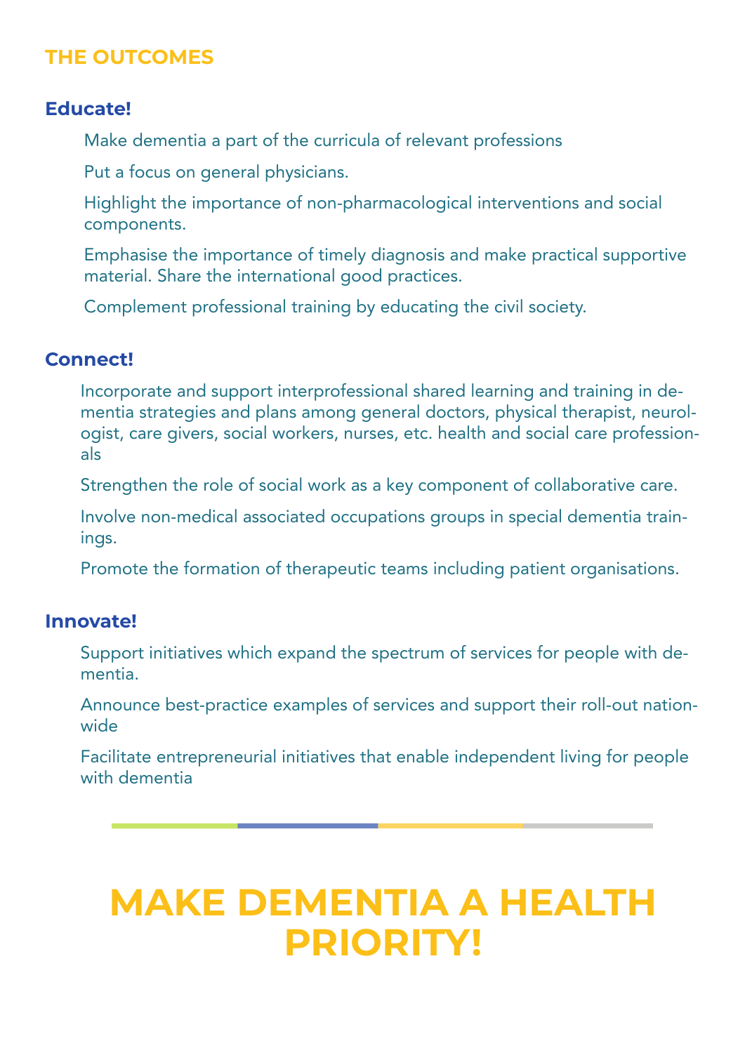## THE OUTCOMES

### Educate!

Make dementia a part of the curricula of relevant professions

Put a focus on general physicians.

Highlight the importance of non-pharmacological interventions and social components.

Emphasise the importance of timely diagnosis and make practical supportive material. Share the international good practices.

Complement professional training by educating the civil society.

### Connect!

Incorporate and support interprofessional shared learning and training in dementia strategies and plans among general doctors, physical therapist, neurologist, care givers, social workers, nurses, etc. health and social care professionals

Strengthen the role of social work as a key component of collaborative care.

Involve non-medical associated occupations groups in special dementia trainings.

Promote the formation of therapeutic teams including patient organisations.

### Innovate!

Support initiatives which expand the spectrum of services for people with dementia.

Announce best-practice examples of services and support their roll-out nationwide

Facilitate entrepreneurial initiatives that enable independent living for people with dementia

# MAKE DEMENTIA A HEALTH PRIORITY!